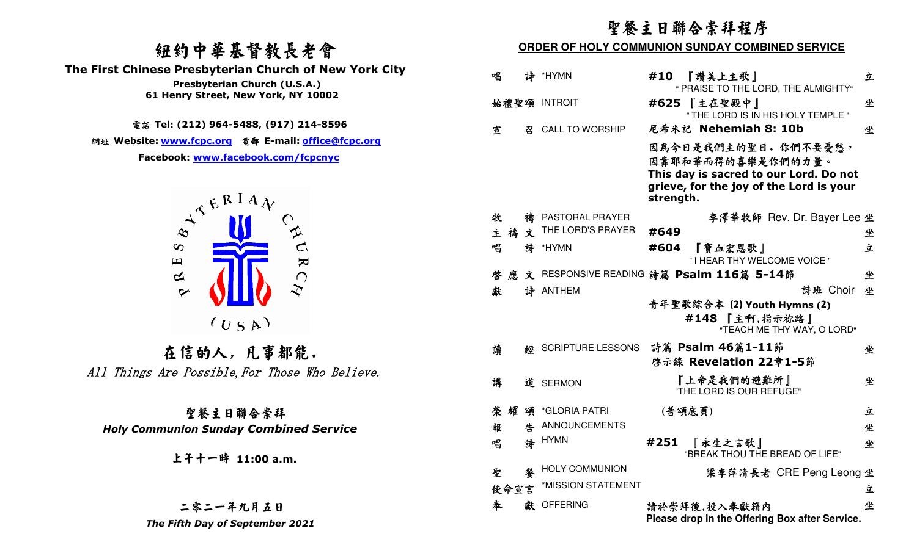# 紐約中華基督教長老會

**The First Chinese Presbyterian Church of New York City**

**Presbyterian Church (U.S.A.)**

**61 Henry Street, New York, NY 10002**

電話 **Tel: (212) 964-5488, (917) 214-8596**

網址 **Website: www.fcpc.org** 電郵 **E-mail: office@fcpc.org**

**Facebook: www.facebook.com/fcpcnyc**

PRESBYTERIAN CHURCH (USA)

## 在信的人，凡事都能.

*All Things Are Possible, For Those Who Believe.*

## 聖餐主日聯合崇拜

***Holy Communion Sunday Combined Service***

**上午十一時 11:00 a.m.**

**二零二一年九月五日**

***The Fifth Day of September 2021***

# 聖餐主日聯合崇拜程序

**ORDER OF HOLY COMMUNION SUNDAY COMBINED SERVICE**

| | | | |
|---|---|---|---|
| 唱 詩 | *HYMN | **#10** 『讚美上主歌』 " PRAISE TO THE LORD, THE ALMIGHTY" | 立 |
| 始禮聖頌 | INTROIT | **#625** 『主在聖殿中』 " THE LORD IS IN HIS HOLY TEMPLE " | 坐 |
| 宣 召 | CALL TO WORSHIP | 尼希米記 **Nehemiah 8: 10b**<br>因為今日是我們主的聖日。你們不要憂愁，因靠耶和華而得的喜樂是你們的力量。<br>**This day is sacred to our Lord. Do not grieve, for the joy of the Lord is your strength.** | 坐 |
| 牧 禱 | PASTORAL PRAYER | 李澤華牧師 Rev. Dr. Bayer Lee | 坐 |
| 主 禱 文 | THE LORD'S PRAYER | **#649** | 坐 |
| 唱 詩 | *HYMN | **#604** 『寶血宏恩歌』 " I HEAR THY WELCOME VOICE " | 立 |
| 啓 應 文 | RESPONSIVE READING | 詩篇 **Psalm 116篇 5-14節** | 坐 |
| 獻 詩 | ANTHEM | 詩班 Choir<br>青年聖歌綜合本 **(2) Youth Hymns (2)**<br>**#148** 『主啊,指示祢路』 "TEACH ME THY WAY, O LORD" | 坐 |
| 讀 經 | SCRIPTURE LESSONS | 詩篇 **Psalm 46篇1-11節**<br>啓示錄 **Revelation 22章1-5節** | 坐 |
| 講 道 | SERMON | 『上帝是我們的避難所』 "THE LORD IS OUR REFUGE" | 坐 |
| 榮 耀 頌 | *GLORIA PATRI | (普頌底頁) | 立 |
| 報 告 | ANNOUNCEMENTS | | 坐 |
| 唱 詩 | HYMN | **#251** 『永生之言歌』 "BREAK THOU THE BREAD OF LIFE" | 坐 |
| 聖 餐 | HOLY COMMUNION | 梁李萍清長老 CRE Peng Leong | 坐 |
| 使命宣言 | *MISSION STATEMENT | | 立 |
| 奉 獻 | OFFERING | 請於崇拜後,投入奉獻箱內<br>**Please drop in the Offering Box after Service.** | 坐 |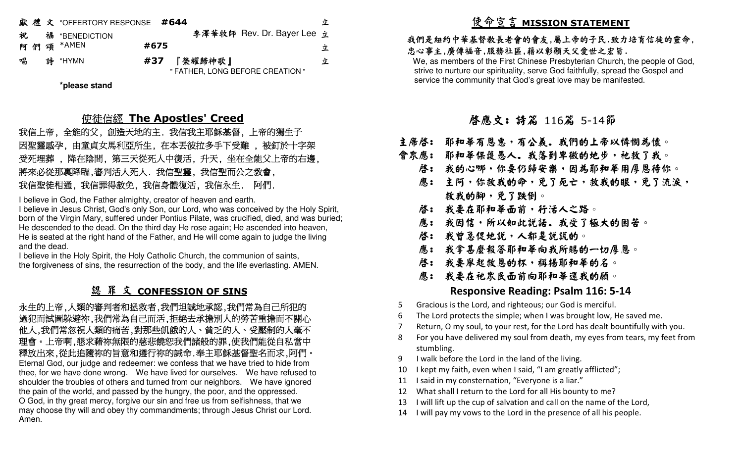| | | | |
|---|---|---|---|
| 獻 禮 文 | *OFFERTORY RESPONSE | #644 | 立 |
| 祝　 福 | *BENEDICTION | 李澤華牧師 Rev. Dr. Bayer Lee | 立 |
| 阿 們 頌 | *AMEN | #675 | 立 |
| 唱　 詩 | *HYMN | #37 『榮耀歸神歌』 " FATHER, LONG BEFORE CREATION " | 立 |

***please stand**

## 使徒信經 The Apostles' Creed

我信上帝，全能的父，創造天地的主．我信我主耶穌基督，上帝的獨生子
因聖靈感孕，由童貞女馬利亞所生，在本丟彼拉多手下受難 ，被釘於十字架
受死埋葬 ，降在陰間，第三天從死人中復活，升天，坐在全能父上帝的右邊，
將來必從那裏降臨,審判活人死人．我信聖靈，我信聖而公之教會，
我信聖徒相通，我信罪得赦免，我信身體復活，我信永生．　阿們．

I believe in God, the Father almighty, creator of heaven and earth.
I believe in Jesus Christ, God's only Son, our Lord, who was conceived by the Holy Spirit, born of the Virgin Mary, suffered under Pontius Pilate, was crucified, died, and was buried; He descended to the dead. On the third day He rose again; He ascended into heaven, He is seated at the right hand of the Father, and He will come again to judge the living and the dead.
I believe in the Holy Spirit, the Holy Catholic Church, the communion of saints, the forgiveness of sins, the resurrection of the body, and the life everlasting. AMEN.

## 認 罪 文 CONFESSION OF SINS

永生的上帝,人類的審判者和拯救者,我們坦誠地承認,我們常為自己所犯的過犯而試圖躲避祢,我們常為自己而活,拒絕去承擔別人的勞苦重擔而不關心他人,我們常忽視人類的痛苦,對那些飢餓的人、貧乏的人、受壓制的人毫不理會。上帝啊,懇求藉祢無限的慈悲饒恕我們諸般的罪,使我們能從自私當中釋放出來,從此追隨祢的旨意和遵行祢的誡命.奉主耶穌基督聖名而求,阿們。
Eternal God, our judge and redeemer: we confess that we have tried to hide from thee, for we have done wrong. We have lived for ourselves. We have refused to shoulder the troubles of others and turned from our neighbors. We have ignored the pain of the world, and passed by the hungry, the poor, and the oppressed. O God, in thy great mercy, forgive our sin and free us from selfishness, that we may choose thy will and obey thy commandments; through Jesus Christ our Lord. Amen.

## 使命宣言 MISSION STATEMENT

我們是紐約中華基督教長老會的會友,屬上帝的子民.致力培育信徒的靈命,忠心事主,廣傳福音,服務社區,藉以彰顯天父愛世之宏旨.
We, as members of the First Chinese Presbyterian Church, the people of God, strive to nurture our spirituality, serve God faithfully, spread the Gospel and service the community that God's great love may be manifested.

## 啓應文：詩篇 116篇 5-14節

主席啓：　耶和華有恩惠，有公義。我們的上帝以憐憫為懷。
會衆應：　耶和華保護愚人。我落到卑微的地步，祂救了我。
啓：　我的心哪，你要仍歸安樂，因為耶和華用厚恩待你。
應：　主阿，你救我的命，免了死亡，救我的眼，免了流淚，救我的腳，免了跌倒。
啓：　我要在耶和華面前，行活人之路。
應：　我因信，所以如此說話。我受了極大的困苦。
啓：　我曾急促地說，人都是說謊的。
應：　我拿甚麼報答耶和華向我所賜的一切厚恩。
啓：　我要舉起救恩的杯，稱揚耶和華的名。
應：　我要在祂衆民面前向耶和華還我的願。

## Responsive Reading: Psalm 116: 5-14

5　Gracious is the Lord, and righteous; our God is merciful.
6　The Lord protects the simple; when I was brought low, He saved me.
7　Return, O my soul, to your rest, for the Lord has dealt bountifully with you.
8　For you have delivered my soul from death, my eyes from tears, my feet from stumbling.
9　I walk before the Lord in the land of the living.
10　I kept my faith, even when I said, "I am greatly afflicted";
11　I said in my consternation, "Everyone is a liar."
12　What shall I return to the Lord for all His bounty to me?
13　I will lift up the cup of salvation and call on the name of the Lord,
14　I will pay my vows to the Lord in the presence of all his people.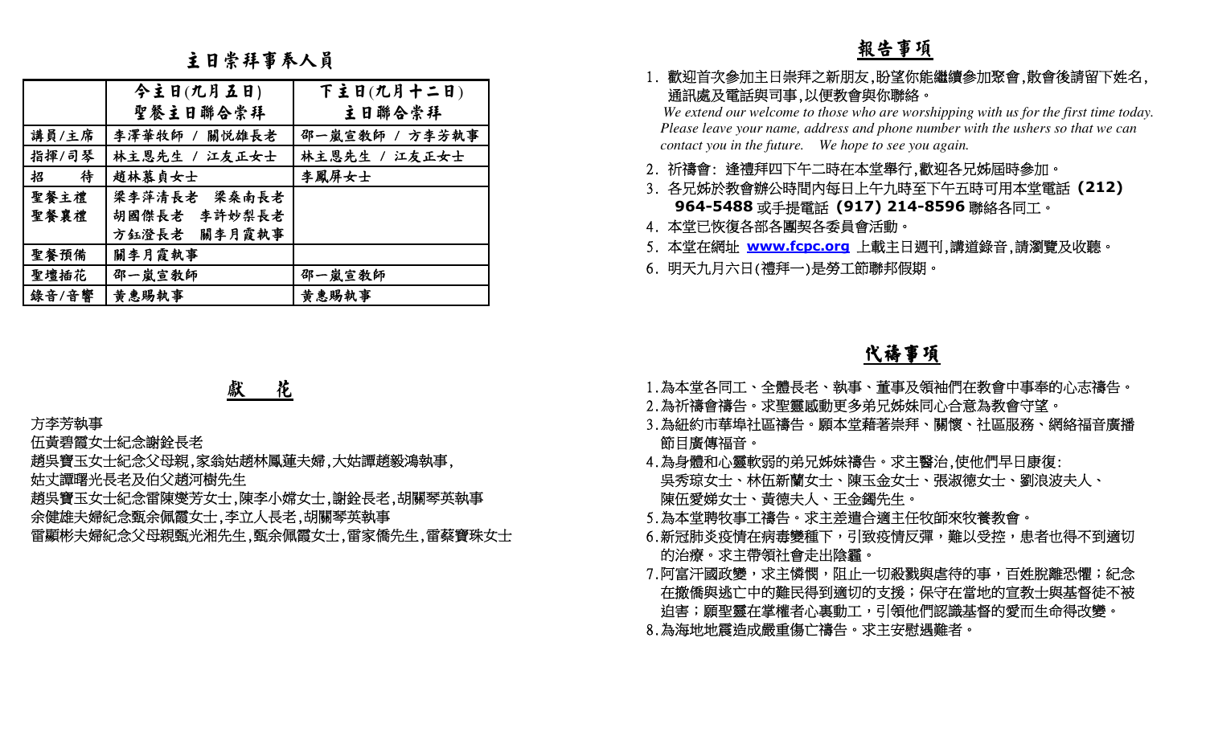## 主日崇拜事奉人員

| | 今主日(九月五日)<br>聖餐主日聯合崇拜 | 下主日(九月十二日)<br>主日聯合崇拜 |
|---|---|---|
| 講員/主席 | 李澤華牧師 / 關悅雄長老 | 邵一嵐宣教師 / 方李芳執事 |
| 指揮/司琴 | 林主恩先生 / 江友正女士 | 林主恩先生 / 江友正女士 |
| 招　　待 | 趙林慕貞女士 | 李鳳屏女士 |
| 聖餐主禮<br>聖餐襄禮 | 梁李萍清長老　梁燊南長老<br>胡國傑長老　李許妙梨長老<br>方鈺澄長老　關李月霞執事 | |
| 聖餐預備 | 關李月霞執事 | |
| 聖壇插花 | 邵一嵐宣教師 | 邵一嵐宣教師 |
| 錄音/音響 | 黃惠賜執事 | 黃惠賜執事 |

## 獻　花

方李芳執事

伍黃碧霞女士紀念謝銓長老

趙吳寶玉女士紀念父母親,家翁姑趙林鳳蓮夫婦,大姑譚趙毅鴻執事,

姑丈譚曙光長老及伯父趙河樹先生

趙吳寶玉女士紀念雷陳燮芳女士,陳李小嫦女士,謝銓長老,胡關琴英執事

余健雄夫婦紀念甄余佩霞女士,李立人長老,胡關琴英執事

雷顯彬夫婦紀念父母親甄光湘先生,甄余佩霞女士,雷家僑先生,雷蔡寶珠女士

## 報告事項

1. 歡迎首次參加主日崇拜之新朋友,盼望你能繼續參加聚會,散會後請留下姓名,通訊處及電話與司事,以便教會與你聯絡。

   *We extend our welcome to those who are worshipping with us for the first time today. Please leave your name, address and phone number with the ushers so that we can contact you in the future.　We hope to see you again.*

2. 祈禱會: 逢禮拜四下午二時在本堂舉行,歡迎各兄姊屆時參加。
3. 各兄姊於教會辦公時間內每日上午九時至下午五時可用本堂電話 **(212) 964-5488** 或手提電話 **(917) 214-8596** 聯絡各同工。
4. 本堂已恢復各部各團契各委員會活動。
5. 本堂在網址 **www.fcpc.org** 上載主日週刊,講道錄音,請瀏覽及收聽。
6. 明天九月六日(禮拜一)是勞工節聯邦假期。

## 代禱事項

1. 為本堂各同工、全體長老、執事、董事及領袖們在教會中事奉的心志禱告。
2. 為祈禱會禱告。求聖靈感動更多弟兄姊妹同心合意為教會守望。
3. 為紐約市華埠社區禱告。願本堂藉著崇拜、關懷、社區服務、網絡福音廣播節目廣傳福音。
4. 為身體和心靈軟弱的弟兄姊妹禱告。求主醫治,使他們早日康復:
   吳秀琼女士、林伍新蘭女士、陳玉金女士、張淑德女士、劉浪波夫人、陳伍愛娣女士、黃德夫人、王金鐲先生。
5. 為本堂聘牧事工禱告。求主差遣合適主任牧師來牧養教會。
6. 新冠肺炎疫情在病毒變種下，引致疫情反彈，難以受控，患者也得不到適切的治療。求主帶領社會走出陰霾。
7. 阿富汗國政變，求主憐憫，阻止一切殺戮與虐待的事，百姓脫離恐懼；紀念在撤僑與逃亡中的難民得到適切的支援；保守在當地的宣教士與基督徒不被迫害；願聖靈在掌權者心裏動工，引領他們認識基督的愛而生命得改變。
8. 為海地地震造成嚴重傷亡禱告。求主安慰遇難者。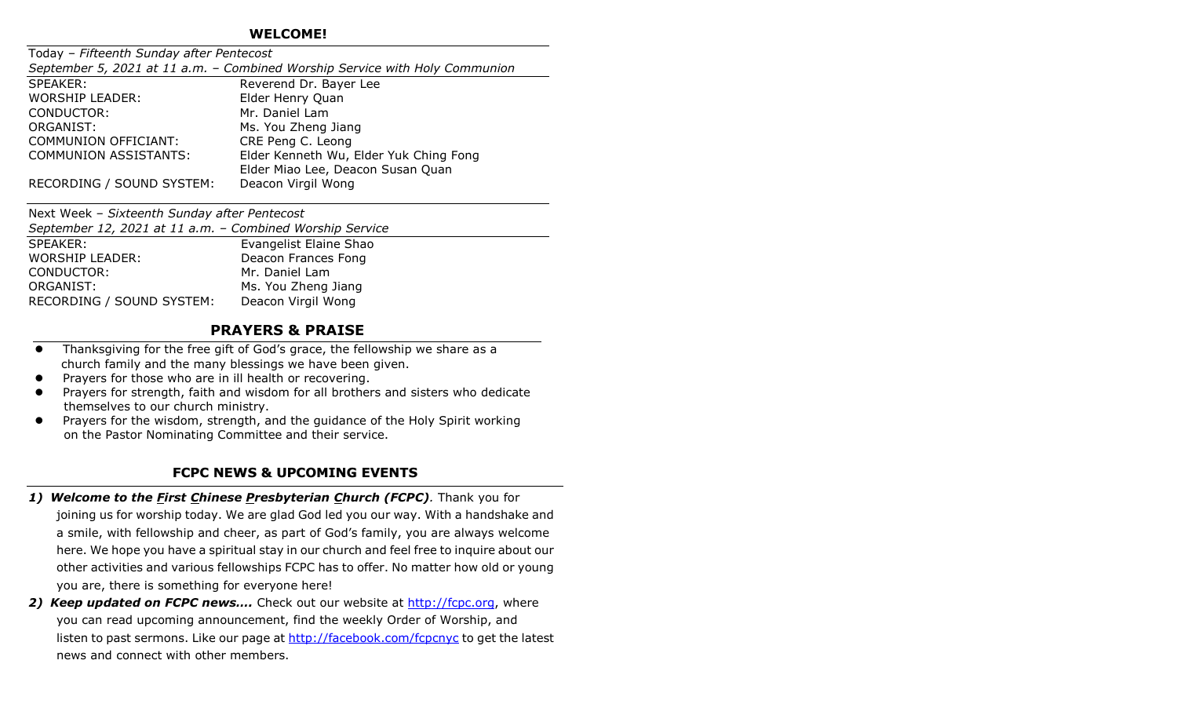## WELCOME!

Today – *Fifteenth Sunday after Pentecost*

*September 5, 2021 at 11 a.m. – Combined Worship Service with Holy Communion*

| | |
|---|---|
| SPEAKER: | Reverend Dr. Bayer Lee |
| WORSHIP LEADER: | Elder Henry Quan |
| CONDUCTOR: | Mr. Daniel Lam |
| ORGANIST: | Ms. You Zheng Jiang |
| COMMUNION OFFICIANT: | CRE Peng C. Leong |
| COMMUNION ASSISTANTS: | Elder Kenneth Wu, Elder Yuk Ching Fong<br>Elder Miao Lee, Deacon Susan Quan |
| RECORDING / SOUND SYSTEM: | Deacon Virgil Wong |

Next Week – *Sixteenth Sunday after Pentecost*

*September 12, 2021 at 11 a.m. – Combined Worship Service*

| | |
|---|---|
| SPEAKER: | Evangelist Elaine Shao |
| WORSHIP LEADER: | Deacon Frances Fong |
| CONDUCTOR: | Mr. Daniel Lam |
| ORGANIST: | Ms. You Zheng Jiang |
| RECORDING / SOUND SYSTEM: | Deacon Virgil Wong |

## PRAYERS & PRAISE

- Thanksgiving for the free gift of God's grace, the fellowship we share as a church family and the many blessings we have been given.
- Prayers for those who are in ill health or recovering.
- Prayers for strength, faith and wisdom for all brothers and sisters who dedicate themselves to our church ministry.
- Prayers for the wisdom, strength, and the guidance of the Holy Spirit working on the Pastor Nominating Committee and their service.

## FCPC NEWS & UPCOMING EVENTS

1) ***Welcome to the First Chinese Presbyterian Church (FCPC).*** Thank you for joining us for worship today. We are glad God led you our way. With a handshake and a smile, with fellowship and cheer, as part of God's family, you are always welcome here. We hope you have a spiritual stay in our church and feel free to inquire about our other activities and various fellowships FCPC has to offer. No matter how old or young you are, there is something for everyone here!

2) ***Keep updated on FCPC news….*** Check out our website at http://fcpc.org, where you can read upcoming announcement, find the weekly Order of Worship, and listen to past sermons. Like our page at http://facebook.com/fcpcnyc to get the latest news and connect with other members.